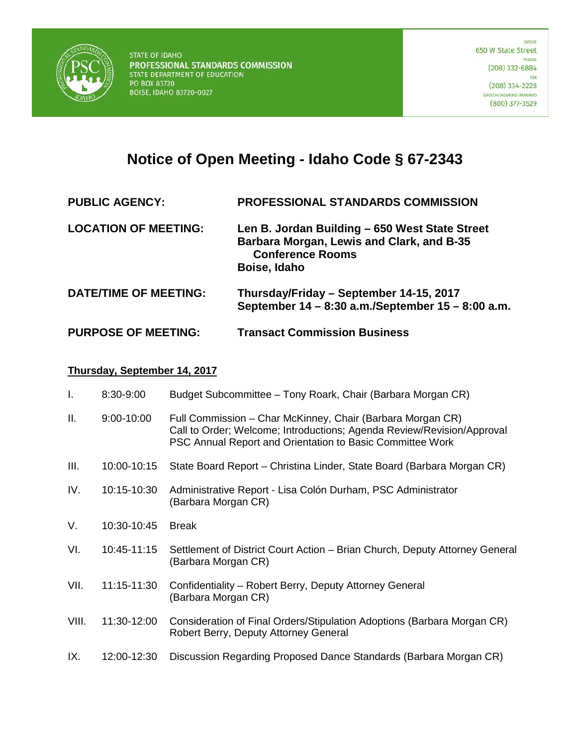STATE OF IDAHO
**PROFESSIONAL STANDARDS COMMISSION**
STATE DEPARTMENT OF EDUCATION
PO BOX 83720
BOISE, IDAHO 83720-0027

OFFICE
650 W State Street
PHONE
(208) 332-6884
FAX
(208) 334-2228
SPEECH/HEARING IMPAIRED
(800) 377-3529

# Notice of Open Meeting - Idaho Code § 67-2343

| | |
|---|---|
| **PUBLIC AGENCY:** | **PROFESSIONAL STANDARDS COMMISSION** |
| **LOCATION OF MEETING:** | **Len B. Jordan Building – 650 West State Street Barbara Morgan, Lewis and Clark, and B-35 Conference Rooms Boise, Idaho** |
| **DATE/TIME OF MEETING:** | **Thursday/Friday – September 14-15, 2017 September 14 – 8:30 a.m./September 15 – 8:00 a.m.** |
| **PURPOSE OF MEETING:** | **Transact Commission Business** |

**Thursday, September 14, 2017**

| | | |
|---|---|---|
| I. | 8:30-9:00 | Budget Subcommittee – Tony Roark, Chair (Barbara Morgan CR) |
| II. | 9:00-10:00 | Full Commission – Char McKinney, Chair (Barbara Morgan CR) Call to Order; Welcome; Introductions; Agenda Review/Revision/Approval PSC Annual Report and Orientation to Basic Committee Work |
| III. | 10:00-10:15 | State Board Report – Christina Linder, State Board (Barbara Morgan CR) |
| IV. | 10:15-10:30 | Administrative Report - Lisa Colón Durham, PSC Administrator (Barbara Morgan CR) |
| V. | 10:30-10:45 | Break |
| VI. | 10:45-11:15 | Settlement of District Court Action – Brian Church, Deputy Attorney General (Barbara Morgan CR) |
| VII. | 11:15-11:30 | Confidentiality – Robert Berry, Deputy Attorney General (Barbara Morgan CR) |
| VIII. | 11:30-12:00 | Consideration of Final Orders/Stipulation Adoptions (Barbara Morgan CR) Robert Berry, Deputy Attorney General |
| IX. | 12:00-12:30 | Discussion Regarding Proposed Dance Standards (Barbara Morgan CR) |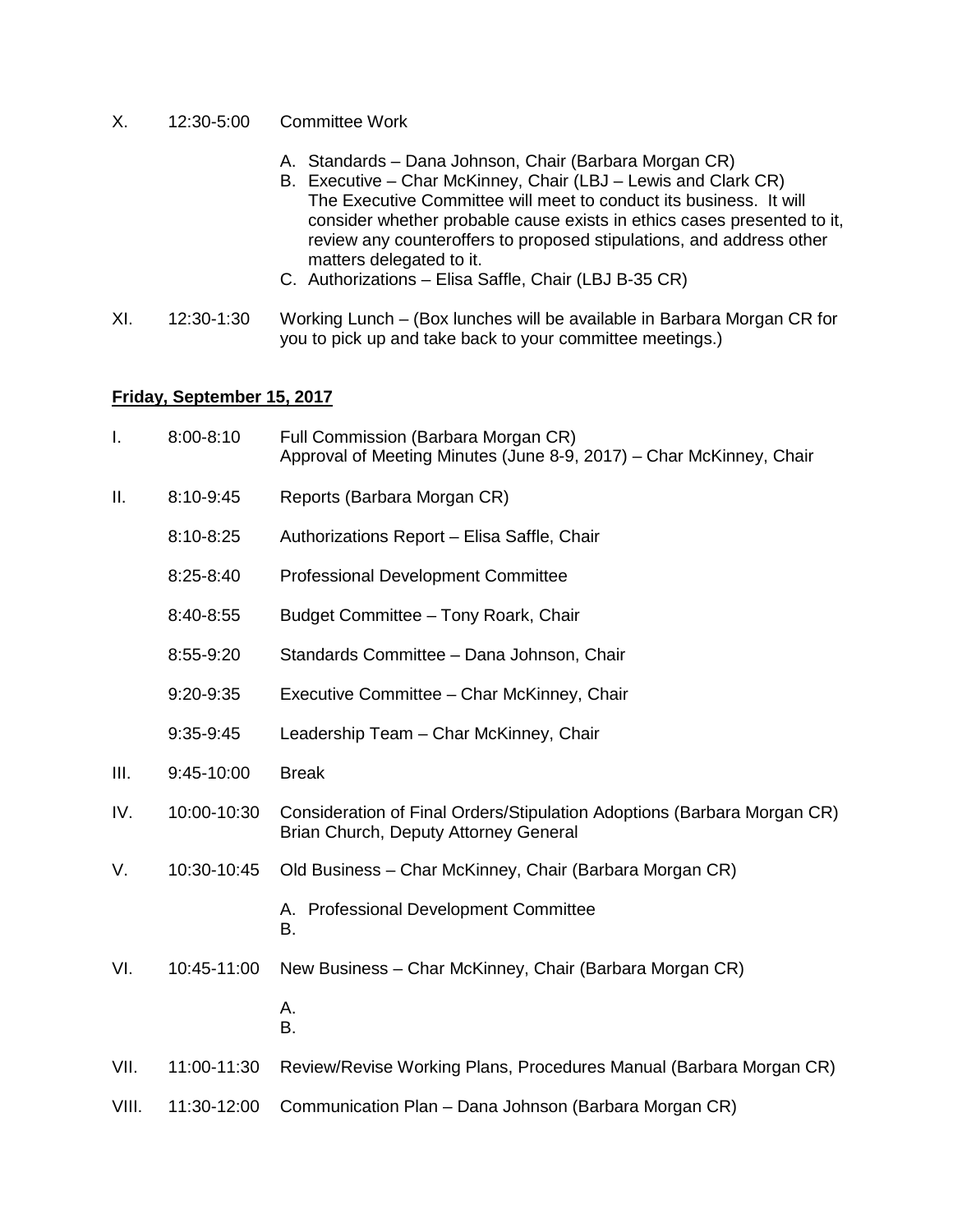X. 12:30-5:00 Committee Work

A. Standards – Dana Johnson, Chair (Barbara Morgan CR)
B. Executive – Char McKinney, Chair (LBJ – Lewis and Clark CR)
   The Executive Committee will meet to conduct its business. It will consider whether probable cause exists in ethics cases presented to it, review any counteroffers to proposed stipulations, and address other matters delegated to it.
C. Authorizations – Elisa Saffle, Chair (LBJ B-35 CR)

XI. 12:30-1:30 Working Lunch – (Box lunches will be available in Barbara Morgan CR for you to pick up and take back to your committee meetings.)

**Friday, September 15, 2017**

I. 8:00-8:10 Full Commission (Barbara Morgan CR)
Approval of Meeting Minutes (June 8-9, 2017) – Char McKinney, Chair

II. 8:10-9:45 Reports (Barbara Morgan CR)

8:10-8:25 Authorizations Report – Elisa Saffle, Chair

8:25-8:40 Professional Development Committee

8:40-8:55 Budget Committee – Tony Roark, Chair

8:55-9:20 Standards Committee – Dana Johnson, Chair

9:20-9:35 Executive Committee – Char McKinney, Chair

9:35-9:45 Leadership Team – Char McKinney, Chair

III. 9:45-10:00 Break

IV. 10:00-10:30 Consideration of Final Orders/Stipulation Adoptions (Barbara Morgan CR)
Brian Church, Deputy Attorney General

V. 10:30-10:45 Old Business – Char McKinney, Chair (Barbara Morgan CR)

A. Professional Development Committee
B.

VI. 10:45-11:00 New Business – Char McKinney, Chair (Barbara Morgan CR)

A.
B.

VII. 11:00-11:30 Review/Revise Working Plans, Procedures Manual (Barbara Morgan CR)

VIII. 11:30-12:00 Communication Plan – Dana Johnson (Barbara Morgan CR)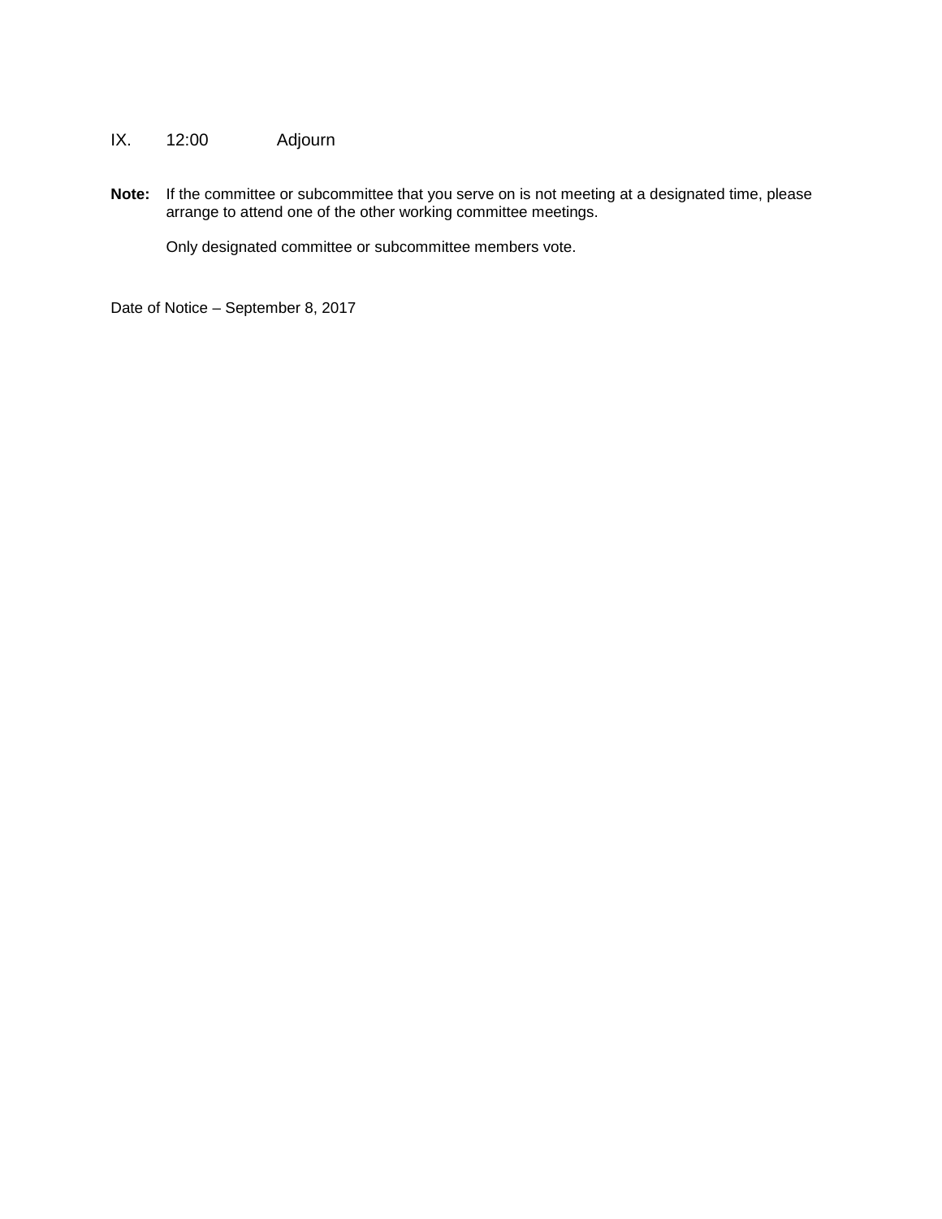IX. 12:00 Adjourn

**Note:** If the committee or subcommittee that you serve on is not meeting at a designated time, please arrange to attend one of the other working committee meetings.

Only designated committee or subcommittee members vote.

Date of Notice – September 8, 2017